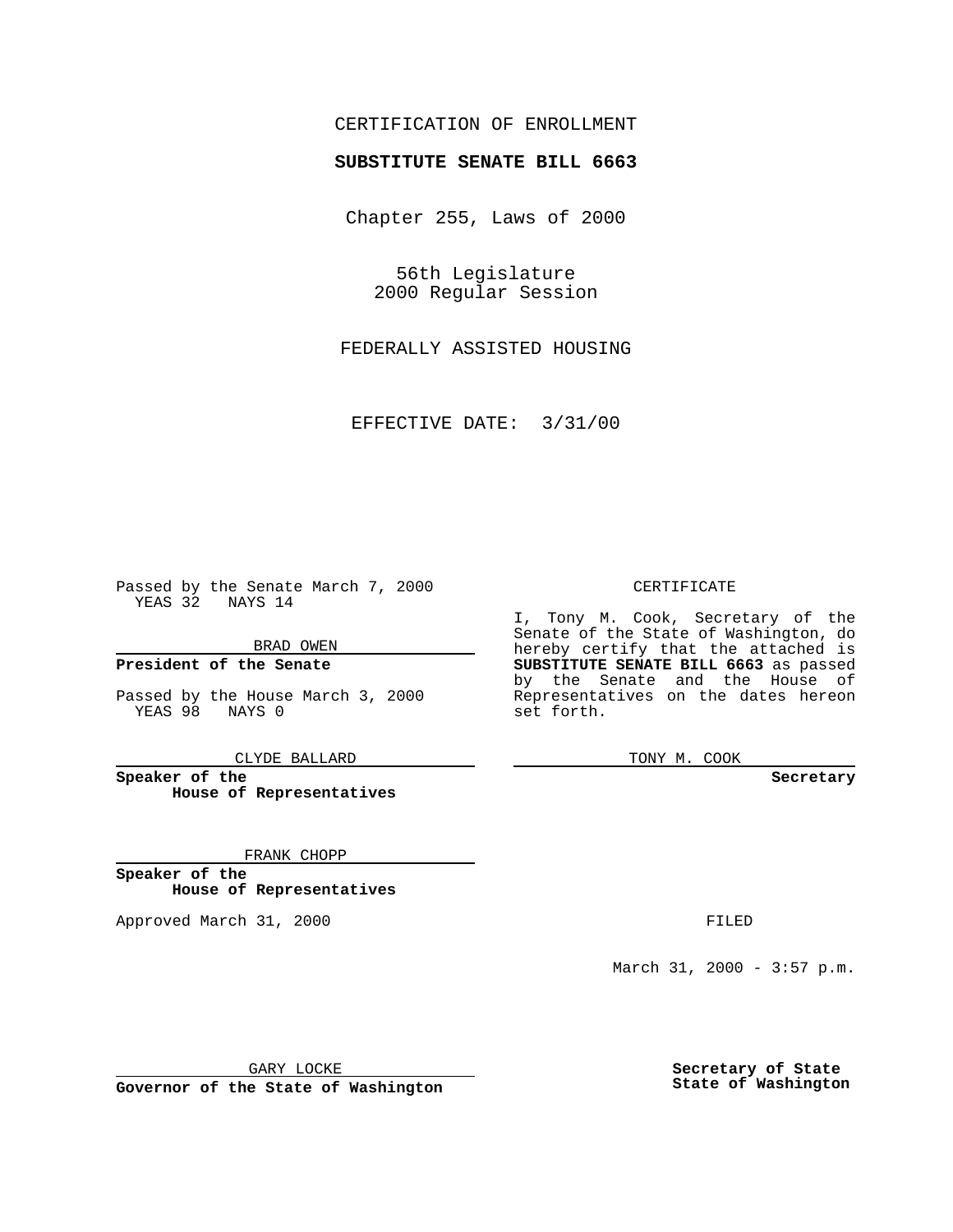CERTIFICATION OF ENROLLMENT

**SUBSTITUTE SENATE BILL 6663**

Chapter 255, Laws of 2000

56th Legislature
2000 Regular Session

FEDERALLY ASSISTED HOUSING

EFFECTIVE DATE: 3/31/00

Passed by the Senate March 7, 2000
YEAS 32 NAYS 14

BRAD OWEN

**President of the Senate**

Passed by the House March 3, 2000
YEAS 98 NAYS 0

CLYDE BALLARD

**Speaker of the House of Representatives**

FRANK CHOPP

**Speaker of the House of Representatives**

Approved March 31, 2000

GARY LOCKE

**Governor of the State of Washington**

CERTIFICATE

I, Tony M. Cook, Secretary of the Senate of the State of Washington, do hereby certify that the attached is **SUBSTITUTE SENATE BILL 6663** as passed by the Senate and the House of Representatives on the dates hereon set forth.

TONY M. COOK

**Secretary**

FILED

March 31, 2000 - 3:57 p.m.

**Secretary of State**
**State of Washington**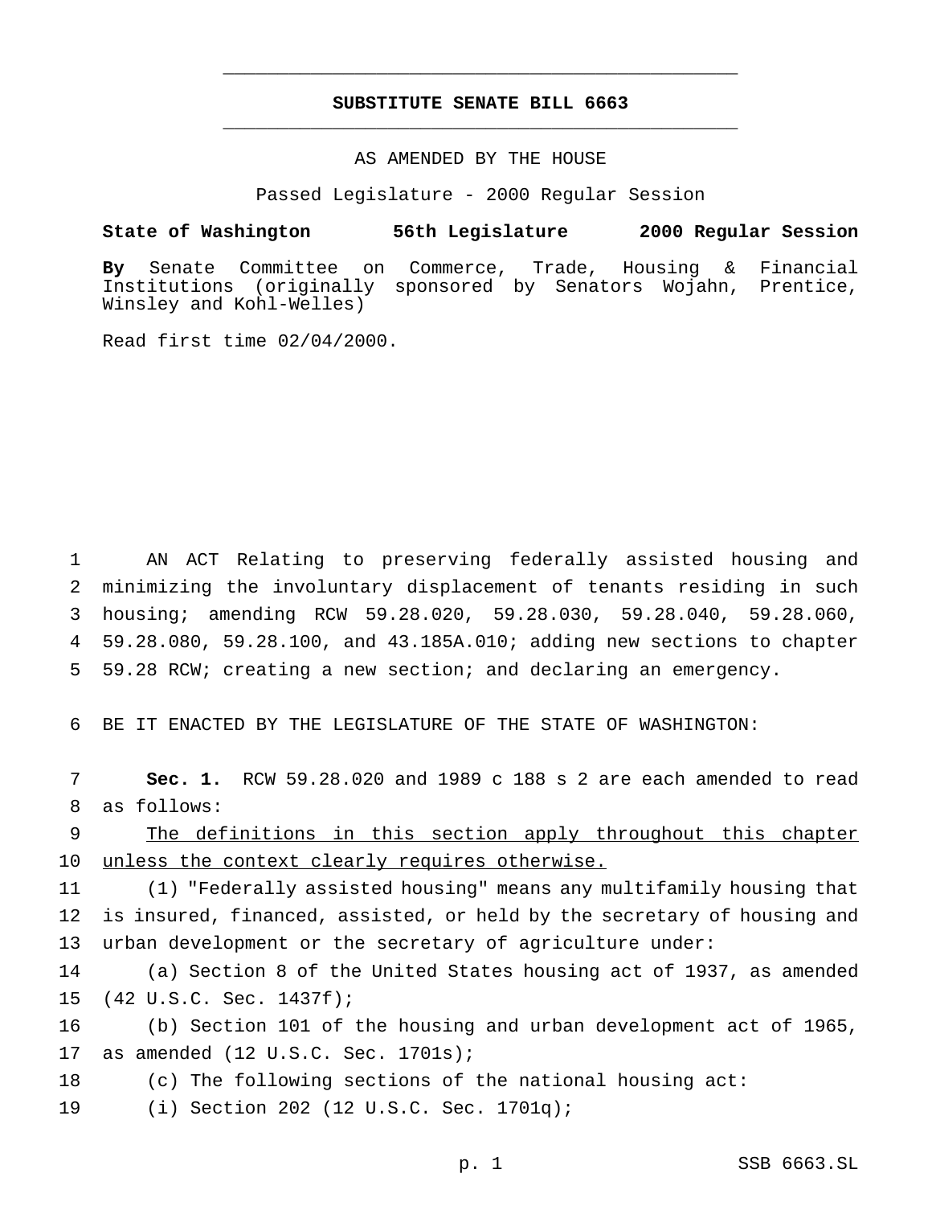# SUBSTITUTE SENATE BILL 6663

AS AMENDED BY THE HOUSE

Passed Legislature - 2000 Regular Session

**State of Washington 56th Legislature 2000 Regular Session**

**By** Senate Committee on Commerce, Trade, Housing & Financial Institutions (originally sponsored by Senators Wojahn, Prentice, Winsley and Kohl-Welles)

Read first time 02/04/2000.

AN ACT Relating to preserving federally assisted housing and minimizing the involuntary displacement of tenants residing in such housing; amending RCW 59.28.020, 59.28.030, 59.28.040, 59.28.060, 59.28.080, 59.28.100, and 43.185A.010; adding new sections to chapter 59.28 RCW; creating a new section; and declaring an emergency.

BE IT ENACTED BY THE LEGISLATURE OF THE STATE OF WASHINGTON:

**Sec. 1.** RCW 59.28.020 and 1989 c 188 s 2 are each amended to read as follows:

The definitions in this section apply throughout this chapter unless the context clearly requires otherwise.

(1) "Federally assisted housing" means any multifamily housing that is insured, financed, assisted, or held by the secretary of housing and urban development or the secretary of agriculture under:

(a) Section 8 of the United States housing act of 1937, as amended (42 U.S.C. Sec. 1437f);

(b) Section 101 of the housing and urban development act of 1965, as amended (12 U.S.C. Sec. 1701s);

(c) The following sections of the national housing act:

(i) Section 202 (12 U.S.C. Sec. 1701q);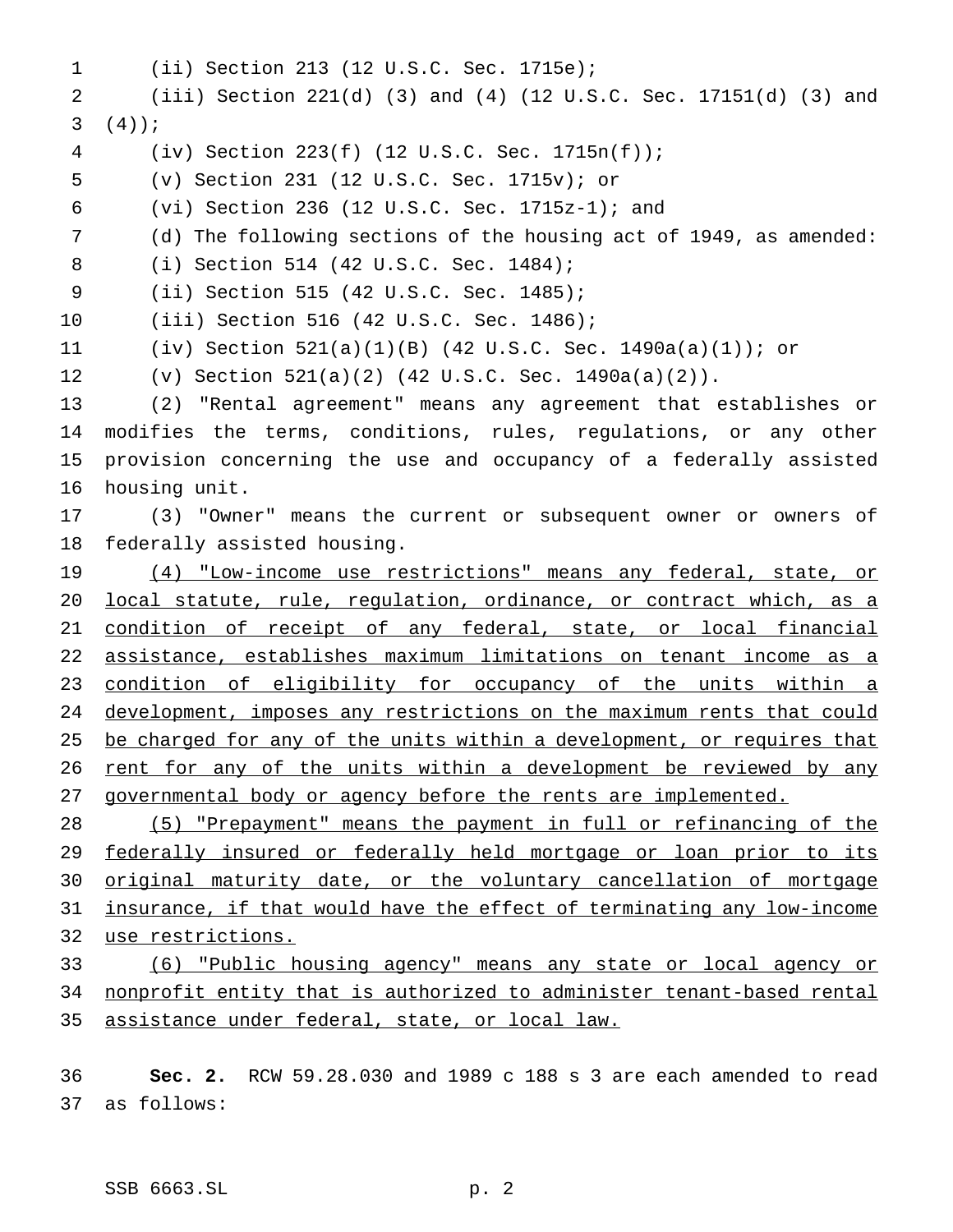(ii) Section 213 (12 U.S.C. Sec. 1715e);

(iii) Section 221(d) (3) and (4) (12 U.S.C. Sec. 17151(d) (3) and (4));

(iv) Section 223(f) (12 U.S.C. Sec. 1715n(f));

(v) Section 231 (12 U.S.C. Sec. 1715v); or

(vi) Section 236 (12 U.S.C. Sec. 1715z-1); and

(d) The following sections of the housing act of 1949, as amended:

(i) Section 514 (42 U.S.C. Sec. 1484);

(ii) Section 515 (42 U.S.C. Sec. 1485);

(iii) Section 516 (42 U.S.C. Sec. 1486);

(iv) Section 521(a)(1)(B) (42 U.S.C. Sec. 1490a(a)(1)); or

(v) Section 521(a)(2) (42 U.S.C. Sec. 1490a(a)(2)).

(2) "Rental agreement" means any agreement that establishes or modifies the terms, conditions, rules, regulations, or any other provision concerning the use and occupancy of a federally assisted housing unit.

(3) "Owner" means the current or subsequent owner or owners of federally assisted housing.

<u>(4) "Low-income use restrictions" means any federal, state, or local statute, rule, regulation, ordinance, or contract which, as a condition of receipt of any federal, state, or local financial assistance, establishes maximum limitations on tenant income as a condition of eligibility for occupancy of the units within a development, imposes any restrictions on the maximum rents that could be charged for any of the units within a development, or requires that rent for any of the units within a development be reviewed by any governmental body or agency before the rents are implemented.</u>

<u>(5) "Prepayment" means the payment in full or refinancing of the federally insured or federally held mortgage or loan prior to its original maturity date, or the voluntary cancellation of mortgage insurance, if that would have the effect of terminating any low-income use restrictions.</u>

<u>(6) "Public housing agency" means any state or local agency or nonprofit entity that is authorized to administer tenant-based rental assistance under federal, state, or local law.</u>

**Sec. 2.** RCW 59.28.030 and 1989 c 188 s 3 are each amended to read as follows: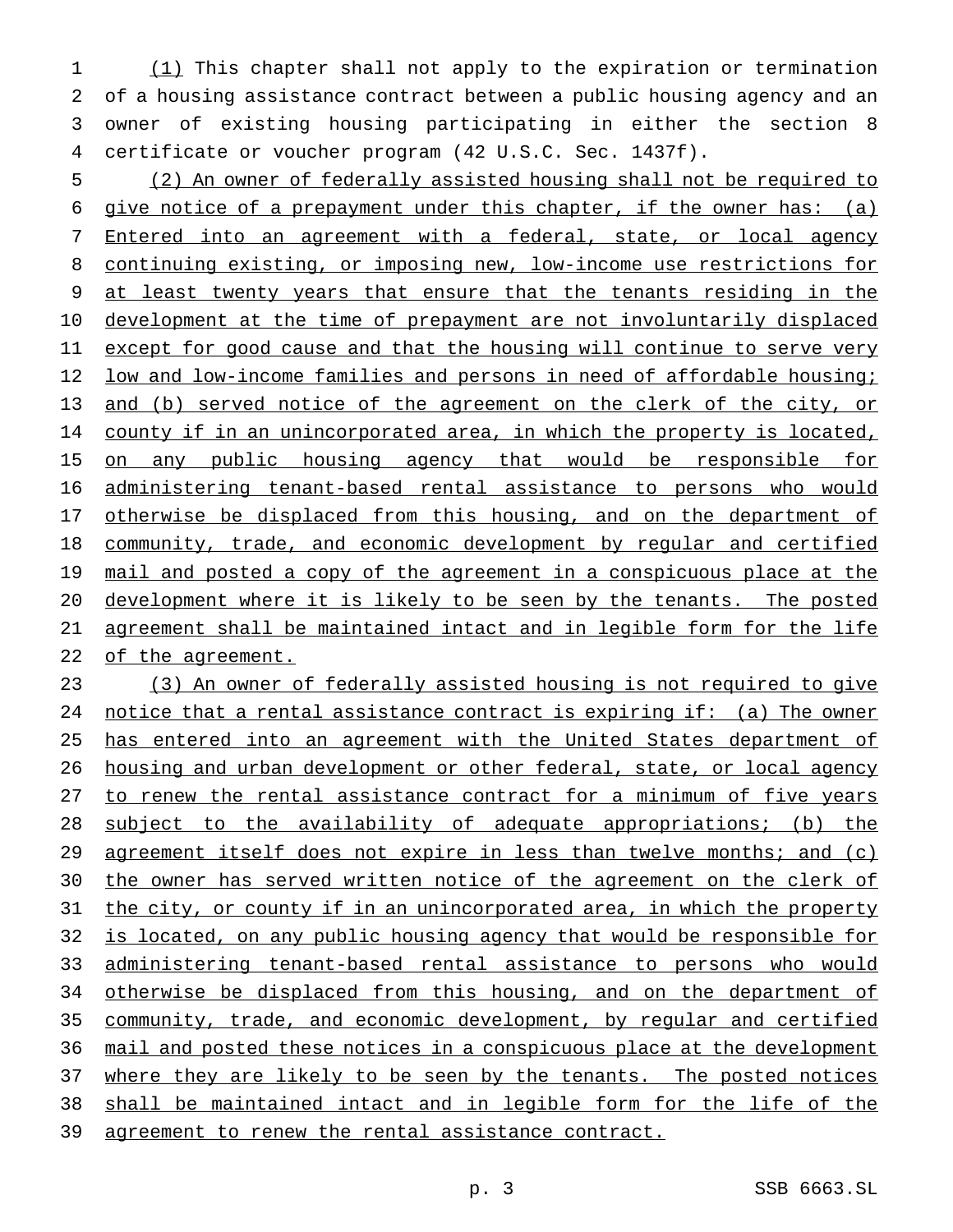(1) This chapter shall not apply to the expiration or termination of a housing assistance contract between a public housing agency and an owner of existing housing participating in either the section 8 certificate or voucher program (42 U.S.C. Sec. 1437f).

(2) An owner of federally assisted housing shall not be required to give notice of a prepayment under this chapter, if the owner has: (a) Entered into an agreement with a federal, state, or local agency continuing existing, or imposing new, low-income use restrictions for at least twenty years that ensure that the tenants residing in the development at the time of prepayment are not involuntarily displaced except for good cause and that the housing will continue to serve very low and low-income families and persons in need of affordable housing; and (b) served notice of the agreement on the clerk of the city, or county if in an unincorporated area, in which the property is located, on any public housing agency that would be responsible for administering tenant-based rental assistance to persons who would otherwise be displaced from this housing, and on the department of community, trade, and economic development by regular and certified mail and posted a copy of the agreement in a conspicuous place at the development where it is likely to be seen by the tenants. The posted agreement shall be maintained intact and in legible form for the life of the agreement.

(3) An owner of federally assisted housing is not required to give notice that a rental assistance contract is expiring if: (a) The owner has entered into an agreement with the United States department of housing and urban development or other federal, state, or local agency to renew the rental assistance contract for a minimum of five years subject to the availability of adequate appropriations; (b) the agreement itself does not expire in less than twelve months; and (c) the owner has served written notice of the agreement on the clerk of the city, or county if in an unincorporated area, in which the property is located, on any public housing agency that would be responsible for administering tenant-based rental assistance to persons who would otherwise be displaced from this housing, and on the department of community, trade, and economic development, by regular and certified mail and posted these notices in a conspicuous place at the development where they are likely to be seen by the tenants. The posted notices shall be maintained intact and in legible form for the life of the agreement to renew the rental assistance contract.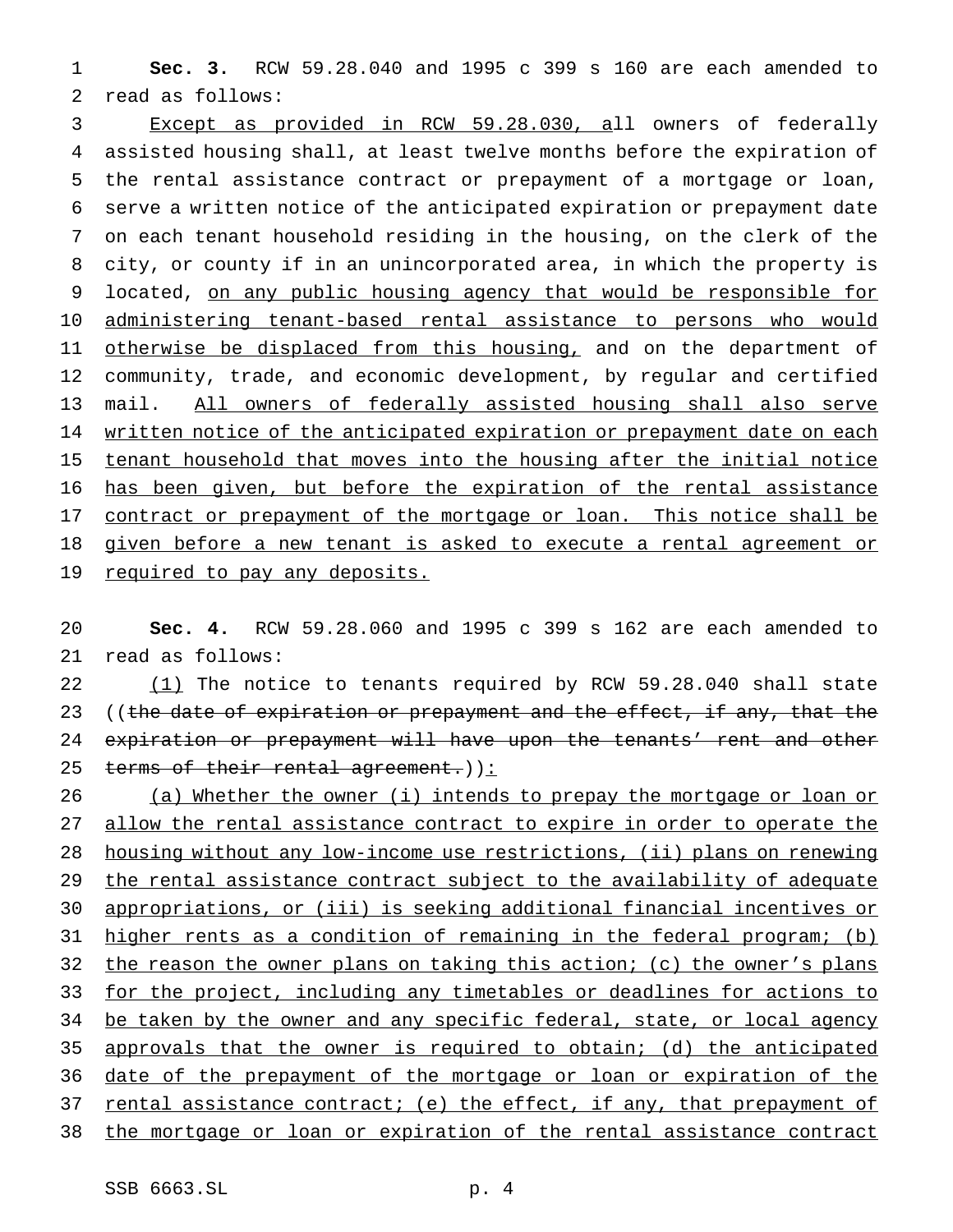**Sec. 3.** RCW 59.28.040 and 1995 c 399 s 160 are each amended to read as follows:

Except as provided in RCW 59.28.030, all owners of federally assisted housing shall, at least twelve months before the expiration of the rental assistance contract or prepayment of a mortgage or loan, serve a written notice of the anticipated expiration or prepayment date on each tenant household residing in the housing, on the clerk of the city, or county if in an unincorporated area, in which the property is located, on any public housing agency that would be responsible for administering tenant-based rental assistance to persons who would otherwise be displaced from this housing, and on the department of community, trade, and economic development, by regular and certified mail. All owners of federally assisted housing shall also serve written notice of the anticipated expiration or prepayment date on each tenant household that moves into the housing after the initial notice has been given, but before the expiration of the rental assistance contract or prepayment of the mortgage or loan. This notice shall be given before a new tenant is asked to execute a rental agreement or required to pay any deposits.

**Sec. 4.** RCW 59.28.060 and 1995 c 399 s 162 are each amended to read as follows:

(1) The notice to tenants required by RCW 59.28.040 shall state ((~~the date of expiration or prepayment and the effect, if any, that the expiration or prepayment will have upon the tenants' rent and other terms of their rental agreement.~~)):

(a) Whether the owner (i) intends to prepay the mortgage or loan or allow the rental assistance contract to expire in order to operate the housing without any low-income use restrictions, (ii) plans on renewing the rental assistance contract subject to the availability of adequate appropriations, or (iii) is seeking additional financial incentives or higher rents as a condition of remaining in the federal program; (b) the reason the owner plans on taking this action; (c) the owner's plans for the project, including any timetables or deadlines for actions to be taken by the owner and any specific federal, state, or local agency approvals that the owner is required to obtain; (d) the anticipated date of the prepayment of the mortgage or loan or expiration of the rental assistance contract; (e) the effect, if any, that prepayment of the mortgage or loan or expiration of the rental assistance contract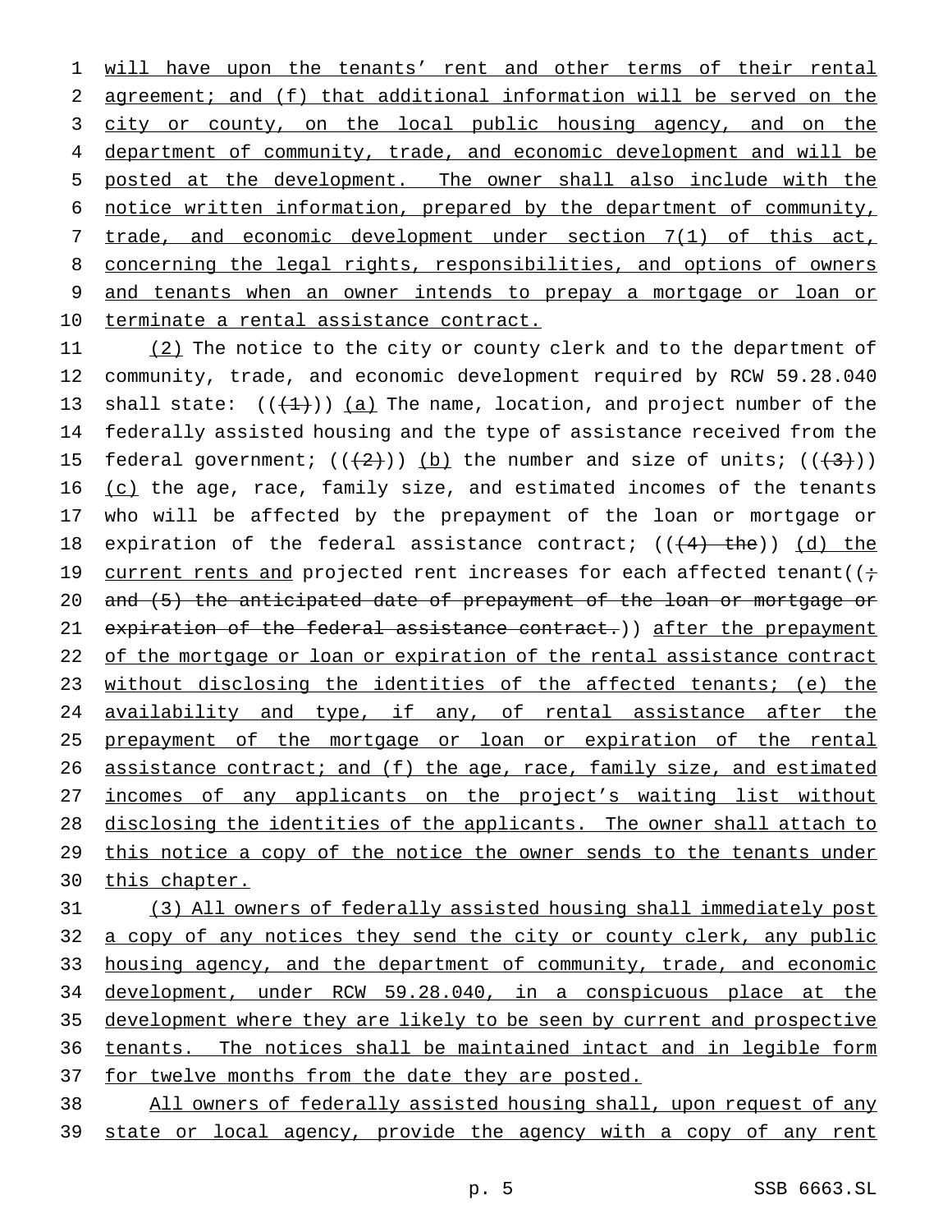will have upon the tenants' rent and other terms of their rental agreement; and (f) that additional information will be served on the city or county, on the local public housing agency, and on the department of community, trade, and economic development and will be posted at the development. The owner shall also include with the notice written information, prepared by the department of community, trade, and economic development under section 7(1) of this act, concerning the legal rights, responsibilities, and options of owners and tenants when an owner intends to prepay a mortgage or loan or terminate a rental assistance contract.

(2) The notice to the city or county clerk and to the department of community, trade, and economic development required by RCW 59.28.040 shall state: (((1))) (a) The name, location, and project number of the federally assisted housing and the type of assistance received from the federal government; (((2))) (b) the number and size of units; (((3))) (c) the age, race, family size, and estimated incomes of the tenants who will be affected by the prepayment of the loan or mortgage or expiration of the federal assistance contract; (((4) the)) (d) the current rents and projected rent increases for each affected tenant((; and (5) the anticipated date of prepayment of the loan or mortgage or expiration of the federal assistance contract.)) after the prepayment of the mortgage or loan or expiration of the rental assistance contract without disclosing the identities of the affected tenants; (e) the availability and type, if any, of rental assistance after the prepayment of the mortgage or loan or expiration of the rental assistance contract; and (f) the age, race, family size, and estimated incomes of any applicants on the project's waiting list without disclosing the identities of the applicants. The owner shall attach to this notice a copy of the notice the owner sends to the tenants under this chapter.

(3) All owners of federally assisted housing shall immediately post a copy of any notices they send the city or county clerk, any public housing agency, and the department of community, trade, and economic development, under RCW 59.28.040, in a conspicuous place at the development where they are likely to be seen by current and prospective tenants. The notices shall be maintained intact and in legible form for twelve months from the date they are posted.

All owners of federally assisted housing shall, upon request of any state or local agency, provide the agency with a copy of any rent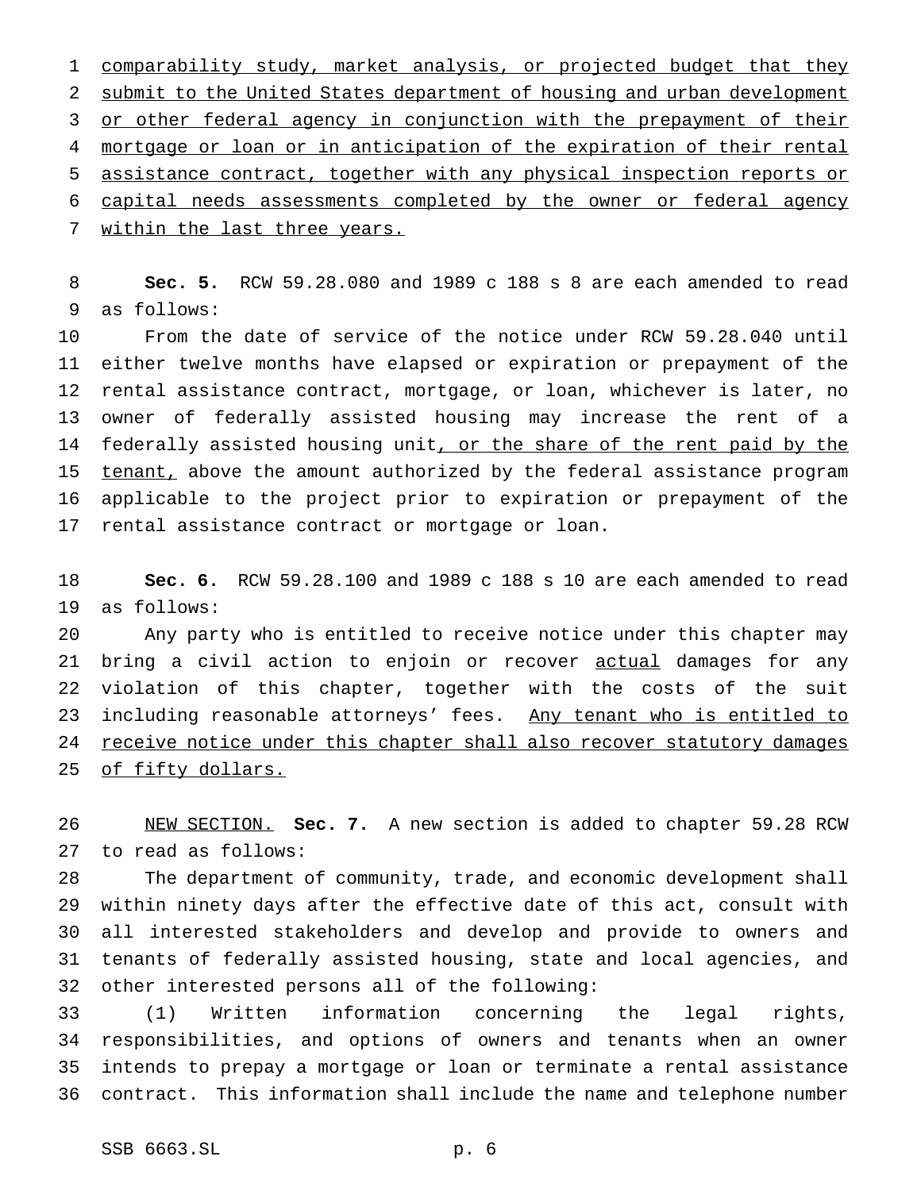comparability study, market analysis, or projected budget that they submit to the United States department of housing and urban development or other federal agency in conjunction with the prepayment of their mortgage or loan or in anticipation of the expiration of their rental assistance contract, together with any physical inspection reports or capital needs assessments completed by the owner or federal agency within the last three years.

**Sec. 5.** RCW 59.28.080 and 1989 c 188 s 8 are each amended to read as follows:

From the date of service of the notice under RCW 59.28.040 until either twelve months have elapsed or expiration or prepayment of the rental assistance contract, mortgage, or loan, whichever is later, no owner of federally assisted housing may increase the rent of a federally assisted housing unit, or the share of the rent paid by the tenant, above the amount authorized by the federal assistance program applicable to the project prior to expiration or prepayment of the rental assistance contract or mortgage or loan.

**Sec. 6.** RCW 59.28.100 and 1989 c 188 s 10 are each amended to read as follows:

Any party who is entitled to receive notice under this chapter may bring a civil action to enjoin or recover actual damages for any violation of this chapter, together with the costs of the suit including reasonable attorneys' fees. Any tenant who is entitled to receive notice under this chapter shall also recover statutory damages of fifty dollars.

NEW SECTION. **Sec. 7.** A new section is added to chapter 59.28 RCW to read as follows:

The department of community, trade, and economic development shall within ninety days after the effective date of this act, consult with all interested stakeholders and develop and provide to owners and tenants of federally assisted housing, state and local agencies, and other interested persons all of the following:

(1) Written information concerning the legal rights, responsibilities, and options of owners and tenants when an owner intends to prepay a mortgage or loan or terminate a rental assistance contract. This information shall include the name and telephone number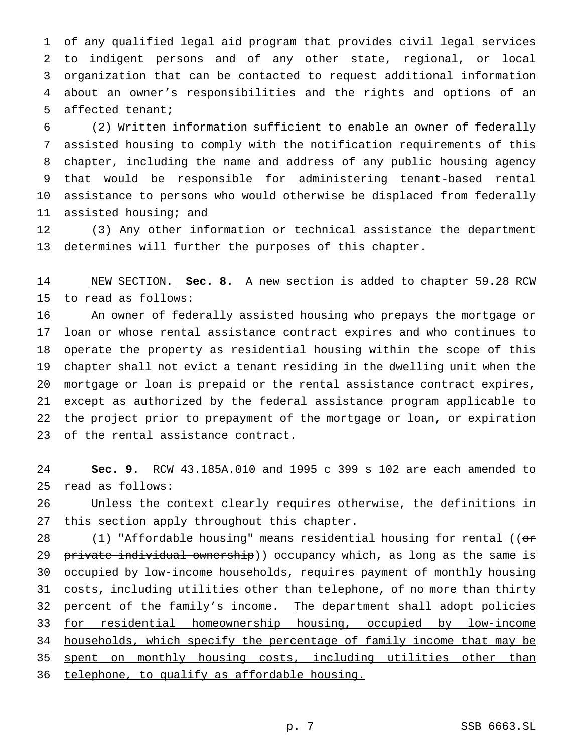of any qualified legal aid program that provides civil legal services to indigent persons and of any other state, regional, or local organization that can be contacted to request additional information about an owner's responsibilities and the rights and options of an affected tenant;

(2) Written information sufficient to enable an owner of federally assisted housing to comply with the notification requirements of this chapter, including the name and address of any public housing agency that would be responsible for administering tenant-based rental assistance to persons who would otherwise be displaced from federally assisted housing; and

(3) Any other information or technical assistance the department determines will further the purposes of this chapter.

NEW SECTION. **Sec. 8.** A new section is added to chapter 59.28 RCW to read as follows:

An owner of federally assisted housing who prepays the mortgage or loan or whose rental assistance contract expires and who continues to operate the property as residential housing within the scope of this chapter shall not evict a tenant residing in the dwelling unit when the mortgage or loan is prepaid or the rental assistance contract expires, except as authorized by the federal assistance program applicable to the project prior to prepayment of the mortgage or loan, or expiration of the rental assistance contract.

**Sec. 9.** RCW 43.185A.010 and 1995 c 399 s 102 are each amended to read as follows:

Unless the context clearly requires otherwise, the definitions in this section apply throughout this chapter.

(1) "Affordable housing" means residential housing for rental ((~~or private individual ownership~~)) occupancy which, as long as the same is occupied by low-income households, requires payment of monthly housing costs, including utilities other than telephone, of no more than thirty percent of the family's income. The department shall adopt policies for residential homeownership housing, occupied by low-income households, which specify the percentage of family income that may be spent on monthly housing costs, including utilities other than telephone, to qualify as affordable housing.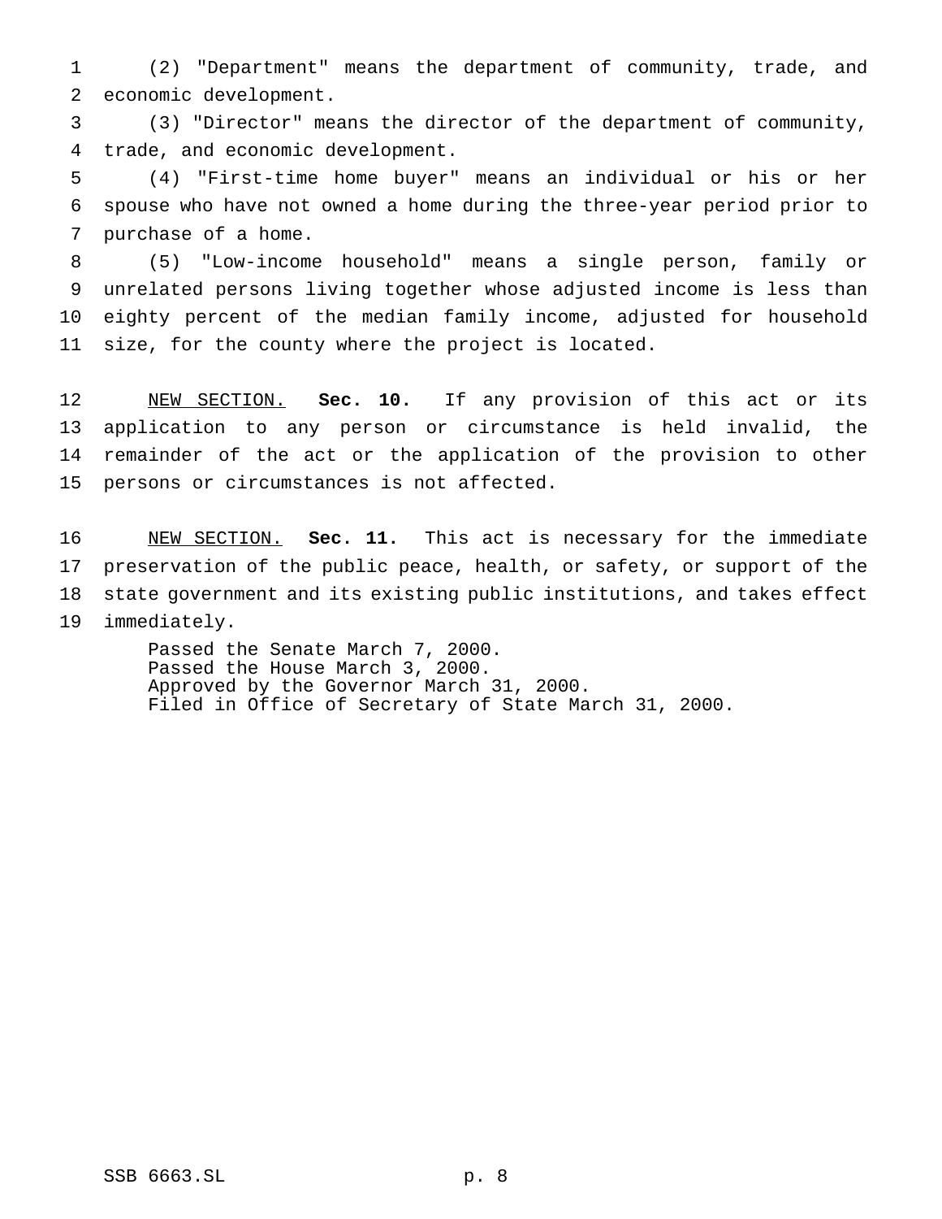(2) "Department" means the department of community, trade, and economic development.

(3) "Director" means the director of the department of community, trade, and economic development.

(4) "First-time home buyer" means an individual or his or her spouse who have not owned a home during the three-year period prior to purchase of a home.

(5) "Low-income household" means a single person, family or unrelated persons living together whose adjusted income is less than eighty percent of the median family income, adjusted for household size, for the county where the project is located.

NEW SECTION. **Sec. 10.** If any provision of this act or its application to any person or circumstance is held invalid, the remainder of the act or the application of the provision to other persons or circumstances is not affected.

NEW SECTION. **Sec. 11.** This act is necessary for the immediate preservation of the public peace, health, or safety, or support of the state government and its existing public institutions, and takes effect immediately.

Passed the Senate March 7, 2000.
Passed the House March 3, 2000.
Approved by the Governor March 31, 2000.
Filed in Office of Secretary of State March 31, 2000.